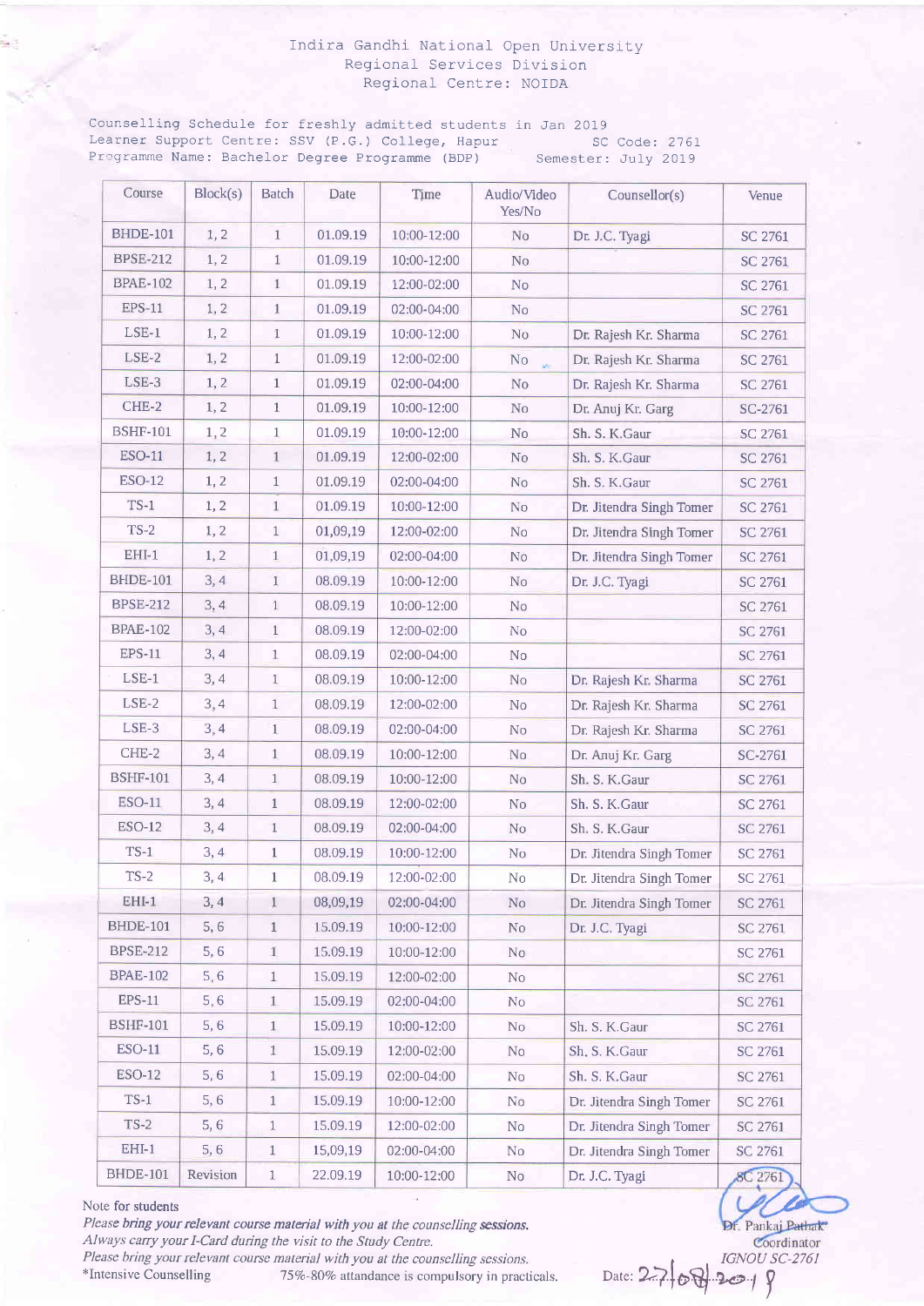Indira Gandhi National Open University
Regional Services Division
Regional Centre: NOIDA

Counselling Schedule for freshly admitted students in Jan 2019
Learner Support Centre: SSV (P.G.) College, Hapur SC Code: 2761
Programme Name: Bachelor Degree Programme (BDP) Semester: July 2019

| Course | Block(s) | Batch | Date | Time | Audio/Video Yes/No | Counsellor(s) | Venue |
|---|---|---|---|---|---|---|---|
| BHDE-101 | 1, 2 | 1 | 01.09.19 | 10:00-12:00 | No | Dr. J.C. Tyagi | SC 2761 |
| BPSE-212 | 1, 2 | 1 | 01.09.19 | 10:00-12:00 | No | | SC 2761 |
| BPAE-102 | 1, 2 | 1 | 01.09.19 | 12:00-02:00 | No | | SC 2761 |
| EPS-11 | 1, 2 | 1 | 01.09.19 | 02:00-04:00 | No | | SC 2761 |
| LSE-1 | 1, 2 | 1 | 01.09.19 | 10:00-12:00 | No | Dr. Rajesh Kr. Sharma | SC 2761 |
| LSE-2 | 1, 2 | 1 | 01.09.19 | 12:00-02:00 | No | Dr. Rajesh Kr. Sharma | SC 2761 |
| LSE-3 | 1, 2 | 1 | 01.09.19 | 02:00-04:00 | No | Dr. Rajesh Kr. Sharma | SC 2761 |
| CHE-2 | 1, 2 | 1 | 01.09.19 | 10:00-12:00 | No | Dr. Anuj Kr. Garg | SC-2761 |
| BSHF-101 | 1, 2 | 1 | 01.09.19 | 10:00-12:00 | No | Sh. S. K.Gaur | SC 2761 |
| ESO-11 | 1, 2 | 1 | 01.09.19 | 12:00-02:00 | No | Sh. S. K.Gaur | SC 2761 |
| ESO-12 | 1, 2 | 1 | 01.09.19 | 02:00-04:00 | No | Sh. S. K.Gaur | SC 2761 |
| TS-1 | 1, 2 | 1 | 01.09.19 | 10:00-12:00 | No | Dr. Jitendra Singh Tomer | SC 2761 |
| TS-2 | 1, 2 | 1 | 01,09,19 | 12:00-02:00 | No | Dr. Jitendra Singh Tomer | SC 2761 |
| EHI-1 | 1, 2 | 1 | 01,09,19 | 02:00-04:00 | No | Dr. Jitendra Singh Tomer | SC 2761 |
| BHDE-101 | 3, 4 | 1 | 08.09.19 | 10:00-12:00 | No | Dr. J.C. Tyagi | SC 2761 |
| BPSE-212 | 3, 4 | 1 | 08.09.19 | 10:00-12:00 | No | | SC 2761 |
| BPAE-102 | 3, 4 | 1 | 08.09.19 | 12:00-02:00 | No | | SC 2761 |
| EPS-11 | 3, 4 | 1 | 08.09.19 | 02:00-04:00 | No | | SC 2761 |
| LSE-1 | 3, 4 | 1 | 08.09.19 | 10:00-12:00 | No | Dr. Rajesh Kr. Sharma | SC 2761 |
| LSE-2 | 3, 4 | 1 | 08.09.19 | 12:00-02:00 | No | Dr. Rajesh Kr. Sharma | SC 2761 |
| LSE-3 | 3, 4 | 1 | 08.09.19 | 02:00-04:00 | No | Dr. Rajesh Kr. Sharma | SC 2761 |
| CHE-2 | 3, 4 | 1 | 08.09.19 | 10:00-12:00 | No | Dr. Anuj Kr. Garg | SC-2761 |
| BSHF-101 | 3, 4 | 1 | 08.09.19 | 10:00-12:00 | No | Sh. S. K.Gaur | SC 2761 |
| ESO-11 | 3, 4 | 1 | 08.09.19 | 12:00-02:00 | No | Sh. S. K.Gaur | SC 2761 |
| ESO-12 | 3, 4 | 1 | 08.09.19 | 02:00-04:00 | No | Sh. S. K.Gaur | SC 2761 |
| TS-1 | 3, 4 | 1 | 08.09.19 | 10:00-12:00 | No | Dr. Jitendra Singh Tomer | SC 2761 |
| TS-2 | 3, 4 | 1 | 08.09.19 | 12:00-02:00 | No | Dr. Jitendra Singh Tomer | SC 2761 |
| EHI-1 | 3, 4 | 1 | 08,09,19 | 02:00-04:00 | No | Dr. Jitendra Singh Tomer | SC 2761 |
| BHDE-101 | 5, 6 | 1 | 15.09.19 | 10:00-12:00 | No | Dr. J.C. Tyagi | SC 2761 |
| BPSE-212 | 5, 6 | 1 | 15.09.19 | 10:00-12:00 | No | | SC 2761 |
| BPAE-102 | 5, 6 | 1 | 15.09.19 | 12:00-02:00 | No | | SC 2761 |
| EPS-11 | 5, 6 | 1 | 15.09.19 | 02:00-04:00 | No | | SC 2761 |
| BSHF-101 | 5, 6 | 1 | 15.09.19 | 10:00-12:00 | No | Sh. S. K.Gaur | SC 2761 |
| ESO-11 | 5, 6 | 1 | 15.09.19 | 12:00-02:00 | No | Sh. S. K.Gaur | SC 2761 |
| ESO-12 | 5, 6 | 1 | 15.09.19 | 02:00-04:00 | No | Sh. S. K.Gaur | SC 2761 |
| TS-1 | 5, 6 | 1 | 15.09.19 | 10:00-12:00 | No | Dr. Jitendra Singh Tomer | SC 2761 |
| TS-2 | 5, 6 | 1 | 15.09.19 | 12:00-02:00 | No | Dr. Jitendra Singh Tomer | SC 2761 |
| EHI-1 | 5, 6 | 1 | 15,09,19 | 02:00-04:00 | No | Dr. Jitendra Singh Tomer | SC 2761 |
| BHDE-101 | Revision | 1 | 22.09.19 | 10:00-12:00 | No | Dr. J.C. Tyagi | SC 2761 |

Note for students

*Please bring your relevant course material with you at the counselling sessions.*
*Always carry your I-Card during the visit to the Study Centre.*
*Please bring your relevant course material with you at the counselling sessions.*
*Intensive Counselling 75%-80% attandance is compulsory in practicals.

Dr. Pankaj Pathak
Coordinator
IGNOU SC-2761

Date: 27/08/2019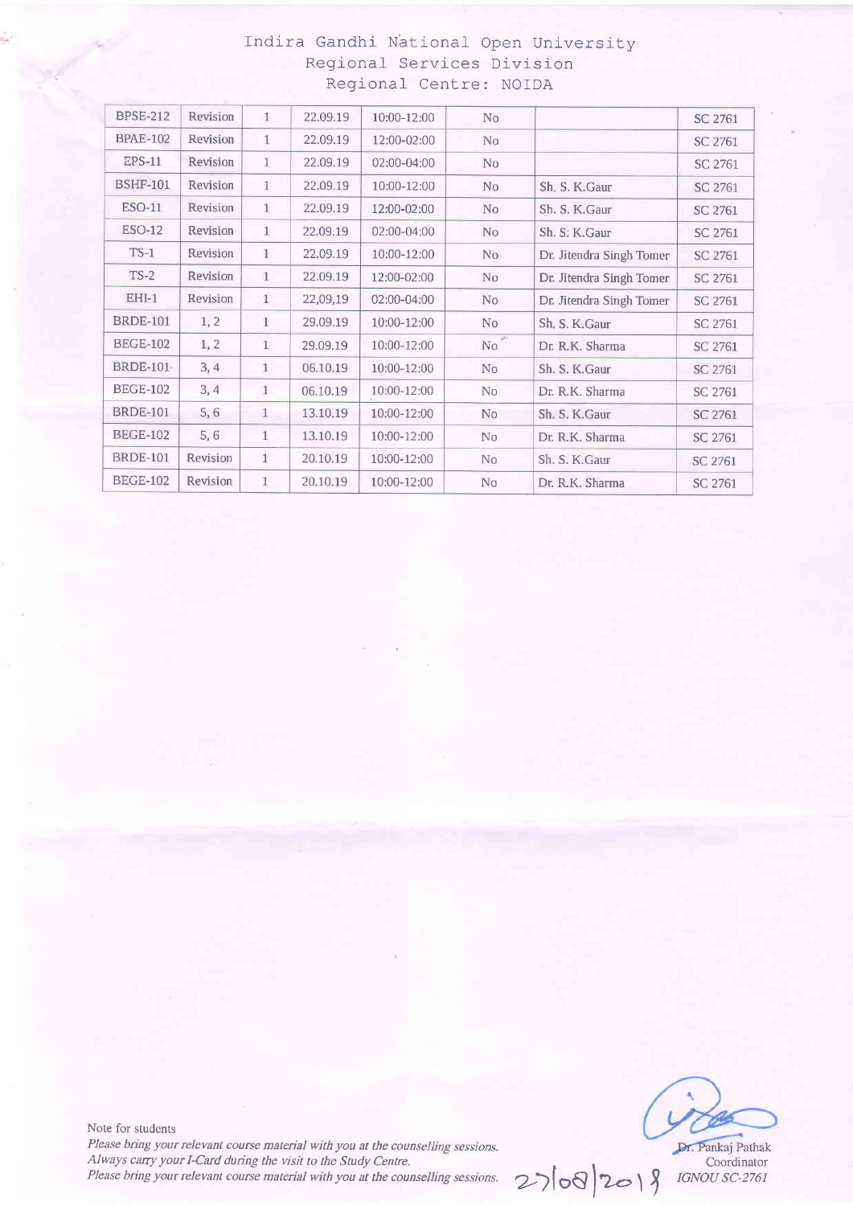Indira Gandhi National Open University
Regional Services Division
Regional Centre: NOIDA

| | | | | | | | |
|---|---|---|---|---|---|---|---|
| BPSE-212 | Revision | 1 | 22.09.19 | 10:00-12:00 | No | | SC 2761 |
| BPAE-102 | Revision | 1 | 22.09.19 | 12:00-02:00 | No | | SC 2761 |
| EPS-11 | Revision | 1 | 22.09.19 | 02:00-04:00 | No | | SC 2761 |
| BSHF-101 | Revision | 1 | 22.09.19 | 10:00-12:00 | No | Sh. S. K.Gaur | SC 2761 |
| ESO-11 | Revision | 1 | 22.09.19 | 12:00-02:00 | No | Sh. S. K.Gaur | SC 2761 |
| ESO-12 | Revision | 1 | 22.09.19 | 02:00-04:00 | No | Sh. S. K.Gaur | SC 2761 |
| TS-1 | Revision | 1 | 22.09.19 | 10:00-12:00 | No | Dr. Jitendra Singh Tomer | SC 2761 |
| TS-2 | Revision | 1 | 22.09.19 | 12:00-02:00 | No | Dr. Jitendra Singh Tomer | SC 2761 |
| EHI-1 | Revision | 1 | 22,09,19 | 02:00-04:00 | No | Dr. Jitendra Singh Tomer | SC 2761 |
| BRDE-101 | 1, 2 | 1 | 29.09.19 | 10:00-12:00 | No | Sh. S. K.Gaur | SC 2761 |
| BEGE-102 | 1, 2 | 1 | 29.09.19 | 10:00-12:00 | No | Dr. R.K. Sharma | SC 2761 |
| BRDE-101 | 3, 4 | 1 | 06.10.19 | 10:00-12:00 | No | Sh. S. K.Gaur | SC 2761 |
| BEGE-102 | 3, 4 | 1 | 06.10.19 | 10:00-12:00 | No | Dr. R.K. Sharma | SC 2761 |
| BRDE-101 | 5, 6 | 1 | 13.10.19 | 10:00-12:00 | No | Sh. S. K.Gaur | SC 2761 |
| BEGE-102 | 5, 6 | 1 | 13.10.19 | 10:00-12:00 | No | Dr. R.K. Sharma | SC 2761 |
| BRDE-101 | Revision | 1 | 20.10.19 | 10:00-12:00 | No | Sh. S. K.Gaur | SC 2761 |
| BEGE-102 | Revision | 1 | 20.10.19 | 10:00-12:00 | No | Dr. R.K. Sharma | SC 2761 |

Note for students

*Please bring your relevant course material with you at the counselling sessions.*
*Always carry your I-Card during the visit to the Study Centre.*
*Please bring your relevant course material with you at the counselling sessions.*

27/08/2019

Dr. Pankaj Pathak
Coordinator
*IGNOU SC-2761*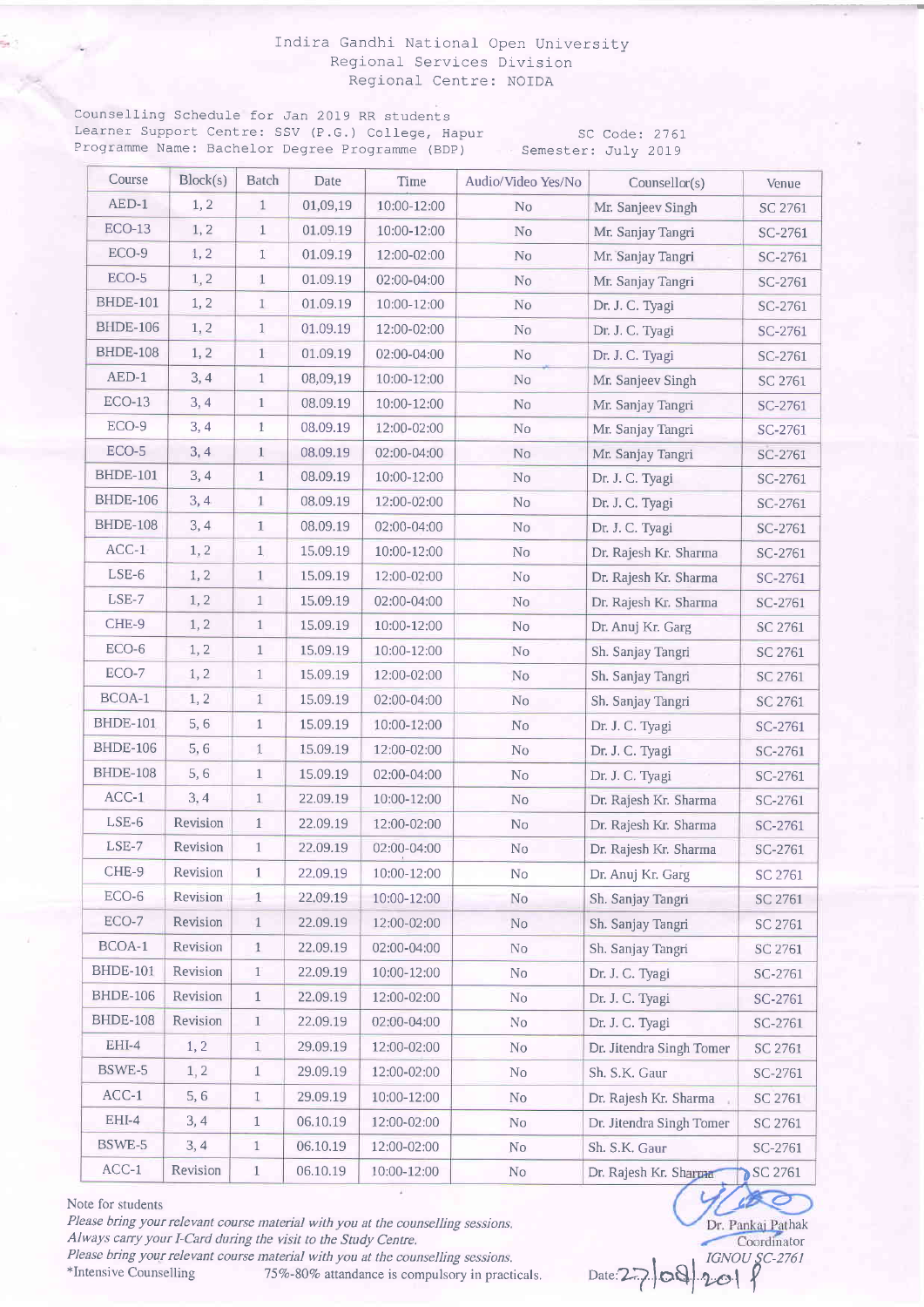Indira Gandhi National Open University
Regional Services Division
Regional Centre: NOIDA

Counselling Schedule for Jan 2019 RR students
Learner Support Centre: SSV (P.G.) College, Hapur SC Code: 2761
Programme Name: Bachelor Degree Programme (BDP) Semester: July 2019

| Course | Block(s) | Batch | Date | Time | Audio/Video Yes/No | Counsellor(s) | Venue |
|---|---|---|---|---|---|---|---|
| AED-1 | 1, 2 | 1 | 01,09,19 | 10:00-12:00 | No | Mr. Sanjeev Singh | SC 2761 |
| ECO-13 | 1, 2 | 1 | 01.09.19 | 10:00-12:00 | No | Mr. Sanjay Tangri | SC-2761 |
| ECO-9 | 1, 2 | 1 | 01.09.19 | 12:00-02:00 | No | Mr. Sanjay Tangri | SC-2761 |
| ECO-5 | 1, 2 | 1 | 01.09.19 | 02:00-04:00 | No | Mr. Sanjay Tangri | SC-2761 |
| BHDE-101 | 1, 2 | 1 | 01.09.19 | 10:00-12:00 | No | Dr. J. C. Tyagi | SC-2761 |
| BHDE-106 | 1, 2 | 1 | 01.09.19 | 12:00-02:00 | No | Dr. J. C. Tyagi | SC-2761 |
| BHDE-108 | 1, 2 | 1 | 01.09.19 | 02:00-04:00 | No | Dr. J. C. Tyagi | SC-2761 |
| AED-1 | 3, 4 | 1 | 08,09,19 | 10:00-12:00 | No | Mr. Sanjeev Singh | SC 2761 |
| ECO-13 | 3, 4 | 1 | 08.09.19 | 10:00-12:00 | No | Mr. Sanjay Tangri | SC-2761 |
| ECO-9 | 3, 4 | 1 | 08.09.19 | 12:00-02:00 | No | Mr. Sanjay Tangri | SC-2761 |
| ECO-5 | 3, 4 | 1 | 08.09.19 | 02:00-04:00 | No | Mr. Sanjay Tangri | SC-2761 |
| BHDE-101 | 3, 4 | 1 | 08.09.19 | 10:00-12:00 | No | Dr. J. C. Tyagi | SC-2761 |
| BHDE-106 | 3, 4 | 1 | 08.09.19 | 12:00-02:00 | No | Dr. J. C. Tyagi | SC-2761 |
| BHDE-108 | 3, 4 | 1 | 08.09.19 | 02:00-04:00 | No | Dr. J. C. Tyagi | SC-2761 |
| ACC-1 | 1, 2 | 1 | 15.09.19 | 10:00-12:00 | No | Dr. Rajesh Kr. Sharma | SC-2761 |
| LSE-6 | 1, 2 | 1 | 15.09.19 | 12:00-02:00 | No | Dr. Rajesh Kr. Sharma | SC-2761 |
| LSE-7 | 1, 2 | 1 | 15.09.19 | 02:00-04:00 | No | Dr. Rajesh Kr. Sharma | SC-2761 |
| CHE-9 | 1, 2 | 1 | 15.09.19 | 10:00-12:00 | No | Dr. Anuj Kr. Garg | SC 2761 |
| ECO-6 | 1, 2 | 1 | 15.09.19 | 10:00-12:00 | No | Sh. Sanjay Tangri | SC 2761 |
| ECO-7 | 1, 2 | 1 | 15.09.19 | 12:00-02:00 | No | Sh. Sanjay Tangri | SC 2761 |
| BCOA-1 | 1, 2 | 1 | 15.09.19 | 02:00-04:00 | No | Sh. Sanjay Tangri | SC 2761 |
| BHDE-101 | 5, 6 | 1 | 15.09.19 | 10:00-12:00 | No | Dr. J. C. Tyagi | SC-2761 |
| BHDE-106 | 5, 6 | 1 | 15.09.19 | 12:00-02:00 | No | Dr. J. C. Tyagi | SC-2761 |
| BHDE-108 | 5, 6 | 1 | 15.09.19 | 02:00-04:00 | No | Dr. J. C. Tyagi | SC-2761 |
| ACC-1 | 3, 4 | 1 | 22.09.19 | 10:00-12:00 | No | Dr. Rajesh Kr. Sharma | SC-2761 |
| LSE-6 | Revision | 1 | 22.09.19 | 12:00-02:00 | No | Dr. Rajesh Kr. Sharma | SC-2761 |
| LSE-7 | Revision | 1 | 22.09.19 | 02:00-04:00 | No | Dr. Rajesh Kr. Sharma | SC-2761 |
| CHE-9 | Revision | 1 | 22.09.19 | 10:00-12:00 | No | Dr. Anuj Kr. Garg | SC 2761 |
| ECO-6 | Revision | 1 | 22.09.19 | 10:00-12:00 | No | Sh. Sanjay Tangri | SC 2761 |
| ECO-7 | Revision | 1 | 22.09.19 | 12:00-02:00 | No | Sh. Sanjay Tangri | SC 2761 |
| BCOA-1 | Revision | 1 | 22.09.19 | 02:00-04:00 | No | Sh. Sanjay Tangri | SC 2761 |
| BHDE-101 | Revision | 1 | 22.09.19 | 10:00-12:00 | No | Dr. J. C. Tyagi | SC-2761 |
| BHDE-106 | Revision | 1 | 22.09.19 | 12:00-02:00 | No | Dr. J. C. Tyagi | SC-2761 |
| BHDE-108 | Revision | 1 | 22.09.19 | 02:00-04:00 | No | Dr. J. C. Tyagi | SC-2761 |
| EHI-4 | 1, 2 | 1 | 29.09.19 | 12:00-02:00 | No | Dr. Jitendra Singh Tomer | SC 2761 |
| BSWE-5 | 1, 2 | 1 | 29.09.19 | 12:00-02:00 | No | Sh. S.K. Gaur | SC-2761 |
| ACC-1 | 5, 6 | 1 | 29.09.19 | 10:00-12:00 | No | Dr. Rajesh Kr. Sharma | SC 2761 |
| EHI-4 | 3, 4 | 1 | 06.10.19 | 12:00-02:00 | No | Dr. Jitendra Singh Tomer | SC 2761 |
| BSWE-5 | 3, 4 | 1 | 06.10.19 | 12:00-02:00 | No | Sh. S.K. Gaur | SC-2761 |
| ACC-1 | Revision | 1 | 06.10.19 | 10:00-12:00 | No | Dr. Rajesh Kr. Sharma | SC 2761 |

Note for students

*Please bring your relevant course material with you at the counselling sessions.*
*Always carry your I-Card during the visit to the Study Centre.*
*Please bring your relevant course material with you at the counselling sessions.*
*Intensive Counselling 75%-80% attendance is compulsory in practicals.

Dr. Pankaj Pathak
Coordinator
*IGNOU SC-2761*

Date: 27/08/2019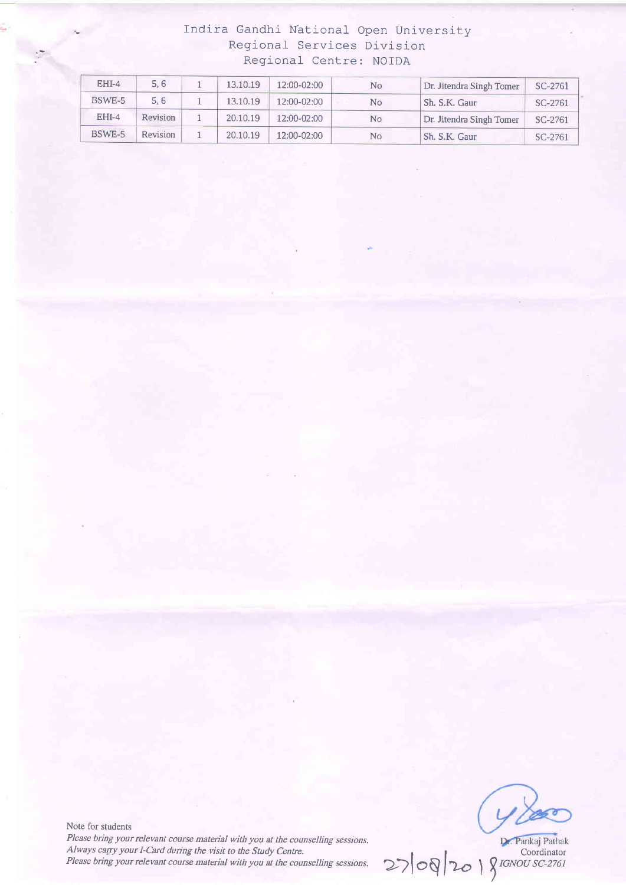# Indira Gandhi National Open University
## Regional Services Division
## Regional Centre: NOIDA

| | | | | | | | |
|---|---|---|---|---|---|---|---|
| EHI-4 | 5, 6 | 1 | 13.10.19 | 12:00-02:00 | No | Dr. Jitendra Singh Tomer | SC-2761 |
| BSWE-5 | 5, 6 | 1 | 13.10.19 | 12:00-02:00 | No | Sh. S.K. Gaur | SC-2761 |
| EHI-4 | Revision | 1 | 20.10.19 | 12:00-02:00 | No | Dr. Jitendra Singh Tomer | SC-2761 |
| BSWE-5 | Revision | 1 | 20.10.19 | 12:00-02:00 | No | Sh. S.K. Gaur | SC-2761 |

Note for students

*Please bring your relevant course material with you at the counselling sessions.*
*Always carry your I-Card during the visit to the Study Centre.*
*Please bring your relevant course material with you at the counselling sessions.*

27/08/2019

Dr. Pankaj Pathak
Coordinator
*IGNOU SC-2761*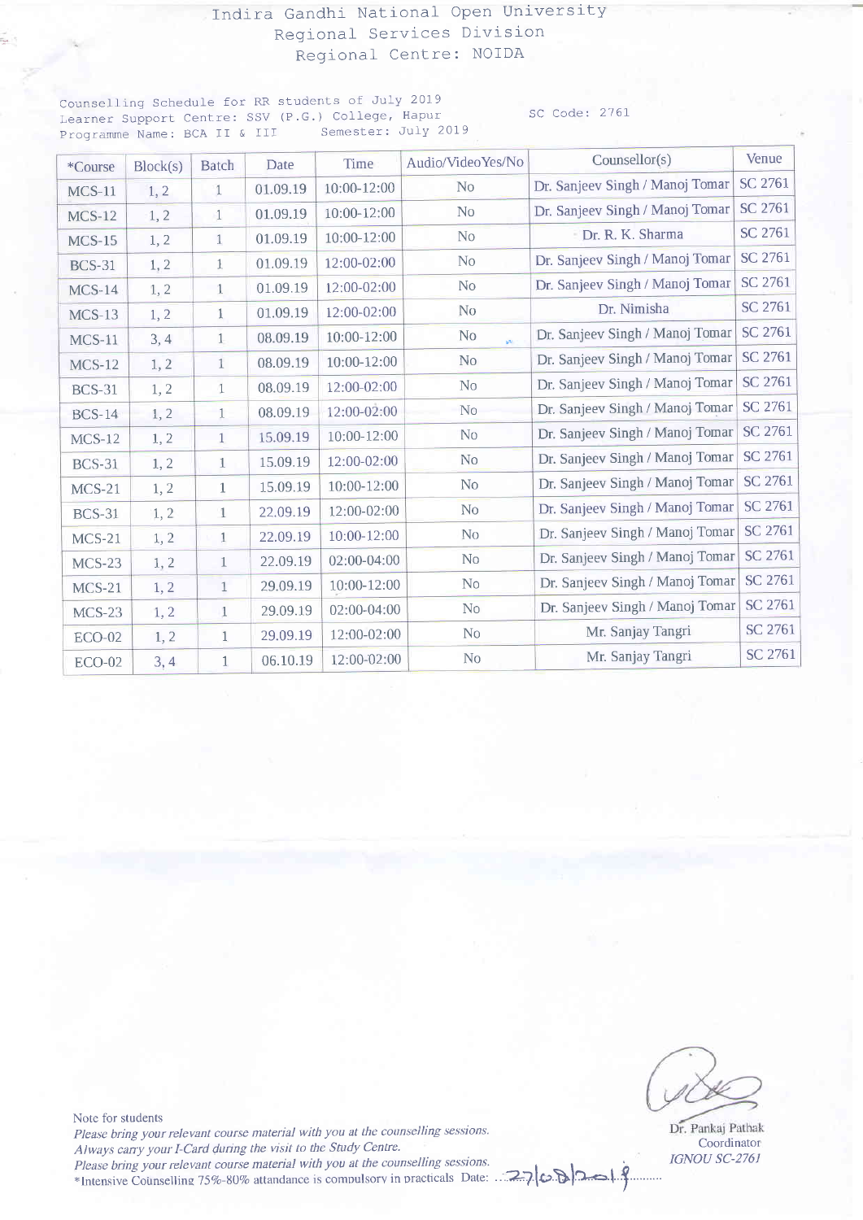Indira Gandhi National Open University
Regional Services Division
Regional Centre: NOIDA

Counselling Schedule for RR students of July 2019
Learner Support Centre: SSV (P.G.) College, Hapur SC Code: 2761
Programme Name: BCA II & III Semester: July 2019

| *Course | Block(s) | Batch | Date | Time | Audio/VideoYes/No | Counsellor(s) | Venue |
|---|---|---|---|---|---|---|---|
| MCS-11 | 1, 2 | 1 | 01.09.19 | 10:00-12:00 | No | Dr. Sanjeev Singh / Manoj Tomar | SC 2761 |
| MCS-12 | 1, 2 | 1 | 01.09.19 | 10:00-12:00 | No | Dr. Sanjeev Singh / Manoj Tomar | SC 2761 |
| MCS-15 | 1, 2 | 1 | 01.09.19 | 10:00-12:00 | No | Dr. R. K. Sharma | SC 2761 |
| BCS-31 | 1, 2 | 1 | 01.09.19 | 12:00-02:00 | No | Dr. Sanjeev Singh / Manoj Tomar | SC 2761 |
| MCS-14 | 1, 2 | 1 | 01.09.19 | 12:00-02:00 | No | Dr. Sanjeev Singh / Manoj Tomar | SC 2761 |
| MCS-13 | 1, 2 | 1 | 01.09.19 | 12:00-02:00 | No | Dr. Nimisha | SC 2761 |
| MCS-11 | 3, 4 | 1 | 08.09.19 | 10:00-12:00 | No | Dr. Sanjeev Singh / Manoj Tomar | SC 2761 |
| MCS-12 | 1, 2 | 1 | 08.09.19 | 10:00-12:00 | No | Dr. Sanjeev Singh / Manoj Tomar | SC 2761 |
| BCS-31 | 1, 2 | 1 | 08.09.19 | 12:00-02:00 | No | Dr. Sanjeev Singh / Manoj Tomar | SC 2761 |
| BCS-14 | 1, 2 | 1 | 08.09.19 | 12:00-02:00 | No | Dr. Sanjeev Singh / Manoj Tomar | SC 2761 |
| MCS-12 | 1, 2 | 1 | 15.09.19 | 10:00-12:00 | No | Dr. Sanjeev Singh / Manoj Tomar | SC 2761 |
| BCS-31 | 1, 2 | 1 | 15.09.19 | 12:00-02:00 | No | Dr. Sanjeev Singh / Manoj Tomar | SC 2761 |
| MCS-21 | 1, 2 | 1 | 15.09.19 | 10:00-12:00 | No | Dr. Sanjeev Singh / Manoj Tomar | SC 2761 |
| BCS-31 | 1, 2 | 1 | 22.09.19 | 12:00-02:00 | No | Dr. Sanjeev Singh / Manoj Tomar | SC 2761 |
| MCS-21 | 1, 2 | 1 | 22.09.19 | 10:00-12:00 | No | Dr. Sanjeev Singh / Manoj Tomar | SC 2761 |
| MCS-23 | 1, 2 | 1 | 22.09.19 | 02:00-04:00 | No | Dr. Sanjeev Singh / Manoj Tomar | SC 2761 |
| MCS-21 | 1, 2 | 1 | 29.09.19 | 10:00-12:00 | No | Dr. Sanjeev Singh / Manoj Tomar | SC 2761 |
| MCS-23 | 1, 2 | 1 | 29.09.19 | 02:00-04:00 | No | Dr. Sanjeev Singh / Manoj Tomar | SC 2761 |
| ECO-02 | 1, 2 | 1 | 29.09.19 | 12:00-02:00 | No | Mr. Sanjay Tangri | SC 2761 |
| ECO-02 | 3, 4 | 1 | 06.10.19 | 12:00-02:00 | No | Mr. Sanjay Tangri | SC 2761 |

Note for students

*Please bring your relevant course material with you at the counselling sessions.*
*Always carry your I-Card during the visit to the Study Centre.*
*Please bring your relevant course material with you at the counselling sessions.*
*Intensive Counselling 75%-80% attandance is compulsory in practicals Date: 27/08/2019

Dr. Pankaj Pathak
Coordinator
*IGNOU SC-2761*